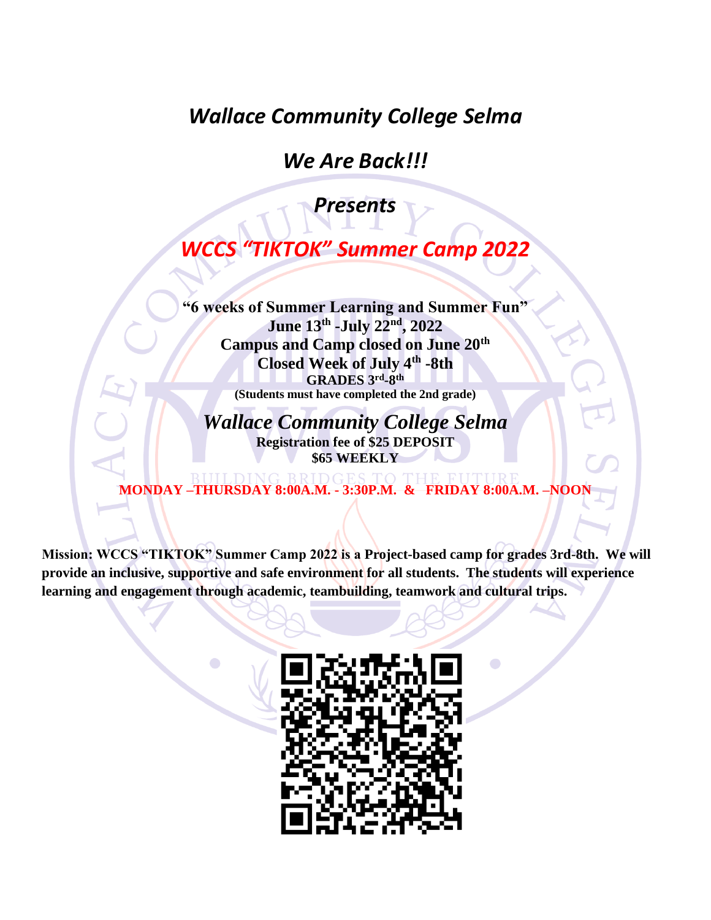# *Wallace Community College Selma*

## *We Are Back!!!*

## *Presents*

# *WCCS "TIKTOK" Summer Camp 2022*

**"6 weeks of Summer Learning and Summer Fun"**

**June 13th -July 22nd, 2022**

**Campus and Camp closed on June 20th**

**Closed Week of July 4th -8th**

**GRADES 3rd-8th**

**(Students must have completed the 2nd grade)**

***Wallace Community College Selma***

**Registration fee of $25 DEPOSIT**

**$65 WEEKLY**

**MONDAY –THURSDAY 8:00A.M. - 3:30P.M. & FRIDAY 8:00A.M. –NOON**

**Mission: WCCS "TIKTOK" Summer Camp 2022 is a Project-based camp for grades 3rd-8th. We will provide an inclusive, supportive and safe environment for all students. The students will experience learning and engagement through academic, teambuilding, teamwork and cultural trips.**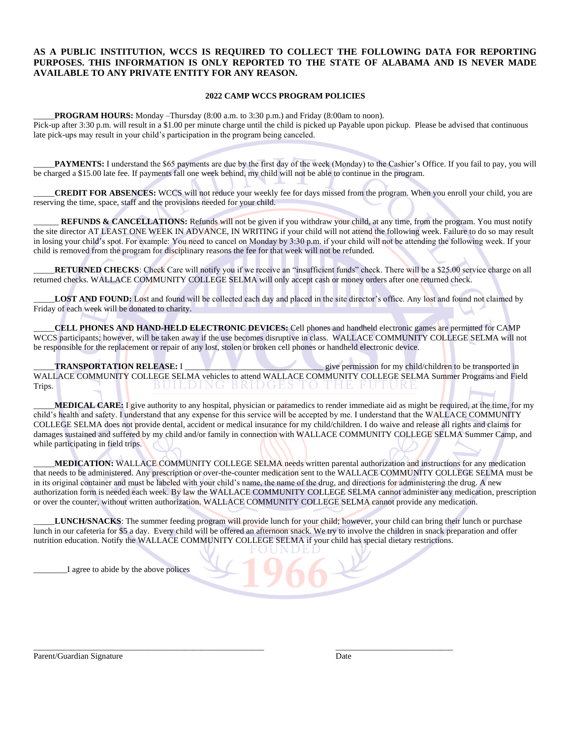**AS A PUBLIC INSTITUTION, WCCS IS REQUIRED TO COLLECT THE FOLLOWING DATA FOR REPORTING PURPOSES. THIS INFORMATION IS ONLY REPORTED TO THE STATE OF ALABAMA AND IS NEVER MADE AVAILABLE TO ANY PRIVATE ENTITY FOR ANY REASON.**

**2022 CAMP WCCS PROGRAM POLICIES**

_____**PROGRAM HOURS:** Monday –Thursday (8:00 a.m. to 3:30 p.m.) and Friday (8:00am to noon).
Pick-up after 3:30 p.m. will result in a $1.00 per minute charge until the child is picked up Payable upon pickup. Please be advised that continuous late pick-ups may result in your child's participation in the program being canceled.

_____**PAYMENTS:** I understand the $65 payments are due by the first day of the week (Monday) to the Cashier's Office. If you fail to pay, you will be charged a $15.00 late fee. If payments fall one week behind, my child will not be able to continue in the program.

_____**CREDIT FOR ABSENCES:** WCCS will not reduce your weekly fee for days missed from the program. When you enroll your child, you are reserving the time, space, staff and the provisions needed for your child.

______ **REFUNDS & CANCELLATIONS:** Refunds will not be given if you withdraw your child, at any time, from the program. You must notify the site director AT LEAST ONE WEEK IN ADVANCE, IN WRITING if your child will not attend the following week. Failure to do so may result in losing your child's spot. For example: You need to cancel on Monday by 3:30 p.m. if your child will not be attending the following week. If your child is removed from the program for disciplinary reasons the fee for that week will not be refunded.

_____**RETURNED CHECKS**: Check Care will notify you if we receive an "insufficient funds" check. There will be a $25.00 service charge on all returned checks. WALLACE COMMUNITY COLLEGE SELMA will only accept cash or money orders after one returned check.

_____**LOST AND FOUND:** Lost and found will be collected each day and placed in the site director's office. Any lost and found not claimed by Friday of each week will be donated to charity.

_____**CELL PHONES AND HAND-HELD ELECTRONIC DEVICES:** Cell phones and handheld electronic games are permitted for CAMP WCCS participants; however, will be taken away if the use becomes disruptive in class. WALLACE COMMUNITY COLLEGE SELMA will not be responsible for the replacement or repair of any lost, stolen or broken cell phones or handheld electronic device.

_____**TRANSPORTATION RELEASE:** I _________________________________ give permission for my child/children to be transported in WALLACE COMMUNITY COLLEGE SELMA vehicles to attend WALLACE COMMUNITY COLLEGE SELMA Summer Programs and Field Trips.

_____**MEDICAL CARE:** I give authority to any hospital, physician or paramedics to render immediate aid as might be required, at the time, for my child's health and safety. I understand that any expense for this service will be accepted by me. I understand that the WALLACE COMMUNITY COLLEGE SELMA does not provide dental, accident or medical insurance for my child/children. I do waive and release all rights and claims for damages sustained and suffered by my child and/or family in connection with WALLACE COMMUNITY COLLEGE SELMA Summer Camp, and while participating in field trips.

_____**MEDICATION:** WALLACE COMMUNITY COLLEGE SELMA needs written parental authorization and instructions for any medication that needs to be administered. Any prescription or over-the-counter medication sent to the WALLACE COMMUNITY COLLEGE SELMA must be in its original container and must be labeled with your child's name, the name of the drug, and directions for administering the drug. A new authorization form is needed each week. By law the WALLACE COMMUNITY COLLEGE SELMA cannot administer any medication, prescription or over the counter, without written authorization. WALLACE COMMUNITY COLLEGE SELMA cannot provide any medication.

_____**LUNCH/SNACKS**: The summer feeding program will provide lunch for your child; however, your child can bring their lunch or purchase lunch in our cafeteria for $5 a day. Every child will be offered an afternoon snack. We try to involve the children in snack preparation and offer nutrition education. Notify the WALLACE COMMUNITY COLLEGE SELMA if your child has special dietary restrictions.

________I agree to abide by the above polices

_______________________________________________________ ____________________________

Parent/Guardian Signature Date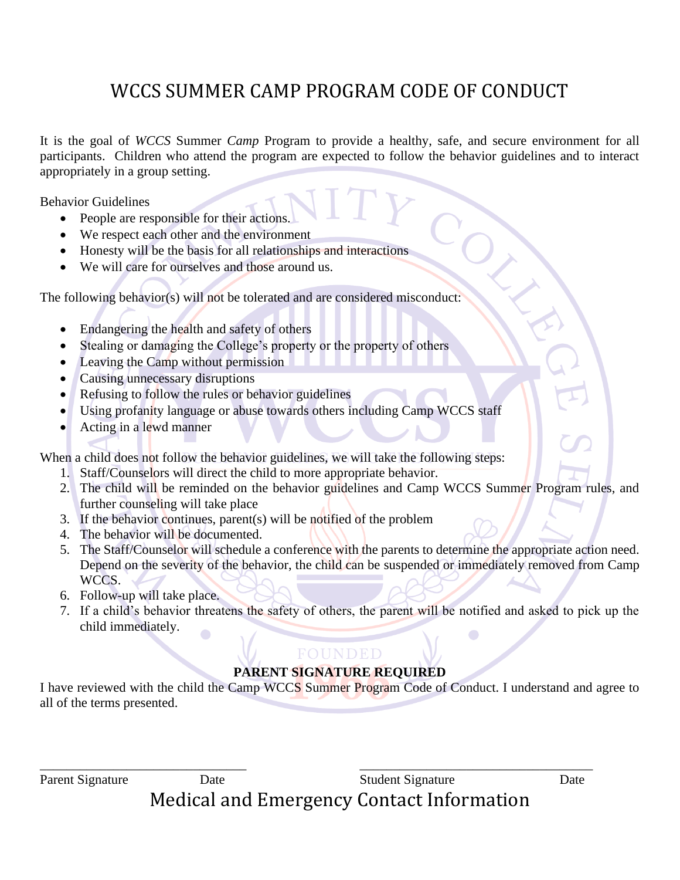# WCCS SUMMER CAMP PROGRAM CODE OF CONDUCT

It is the goal of *WCCS* Summer *Camp* Program to provide a healthy, safe, and secure environment for all participants. Children who attend the program are expected to follow the behavior guidelines and to interact appropriately in a group setting.

Behavior Guidelines

- People are responsible for their actions.
- We respect each other and the environment
- Honesty will be the basis for all relationships and interactions
- We will care for ourselves and those around us.

The following behavior(s) will not be tolerated and are considered misconduct:

- Endangering the health and safety of others
- Stealing or damaging the College's property or the property of others
- Leaving the Camp without permission
- Causing unnecessary disruptions
- Refusing to follow the rules or behavior guidelines
- Using profanity language or abuse towards others including Camp WCCS staff
- Acting in a lewd manner

When a child does not follow the behavior guidelines, we will take the following steps:

1. Staff/Counselors will direct the child to more appropriate behavior.
2. The child will be reminded on the behavior guidelines and Camp WCCS Summer Program rules, and further counseling will take place
3. If the behavior continues, parent(s) will be notified of the problem
4. The behavior will be documented.
5. The Staff/Counselor will schedule a conference with the parents to determine the appropriate action need. Depend on the severity of the behavior, the child can be suspended or immediately removed from Camp WCCS.
6. Follow-up will take place.
7. If a child's behavior threatens the safety of others, the parent will be notified and asked to pick up the child immediately.

**PARENT SIGNATURE REQUIRED**

I have reviewed with the child the Camp WCCS Summer Program Code of Conduct. I understand and agree to all of the terms presented.

\_\_\_\_\_\_\_\_\_\_\_\_\_\_\_\_\_\_\_\_\_\_\_\_\_\_\_\_\_\_\_\_\_\_ \_\_\_\_\_\_\_\_\_\_\_\_\_\_\_\_\_\_\_\_\_\_\_\_\_\_\_\_\_\_\_\_\_\_

Parent Signature Date Student Signature Date

# Medical and Emergency Contact Information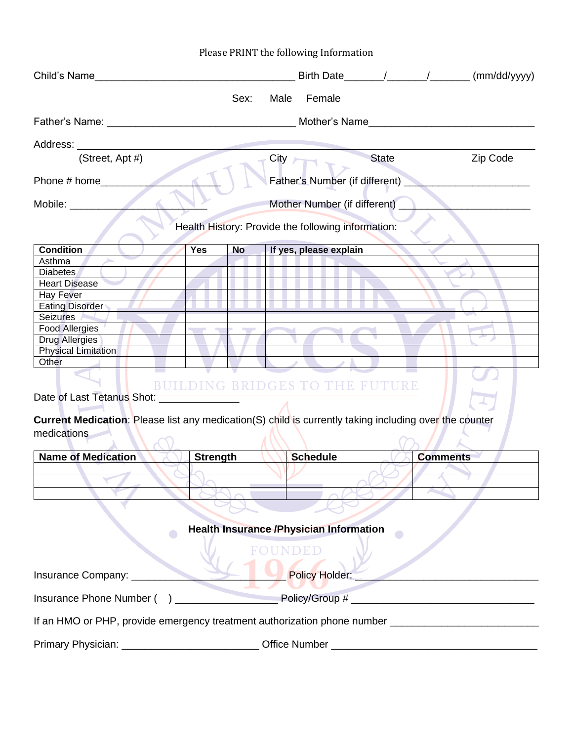Please PRINT the following Information

Child's Name__________________________________ Birth Date_______/_______/_______ (mm/dd/yyyy)

Sex: Male Female

Father's Name: ________________________________ Mother's Name____________________________

Address: ______________________________________________________________________________
(Street, Apt #) City State Zip Code

Phone # home____________________ Father's Number (if different) ____________________

Mobile: ______________________ Mother Number (if different) ____________________

Health History: Provide the following information:

| Condition | Yes | No | If yes, please explain |
|---|---|---|---|
| Asthma | | | |
| Diabetes | | | |
| Heart Disease | | | |
| Hay Fever | | | |
| Eating Disorder | | | |
| Seizures | | | |
| Food Allergies | | | |
| Drug Allergies | | | |
| Physical Limitation | | | |
| Other | | | |

Date of Last Tetanus Shot: _____________

**Current Medication**: Please list any medication(S) child is currently taking including over the counter medications

| Name of Medication | Strength | Schedule | Comments |
|---|---|---|---|
| | | | |
| | | | |
| | | | |

**Health Insurance /Physician Information**

Insurance Company: __________________________ Policy Holder: ______________________________

Insurance Phone Number ( ) _________________ Policy/Group # ______________________________

If an HMO or PHP, provide emergency treatment authorization phone number ________________________

Primary Physician: ______________________ Office Number __________________________________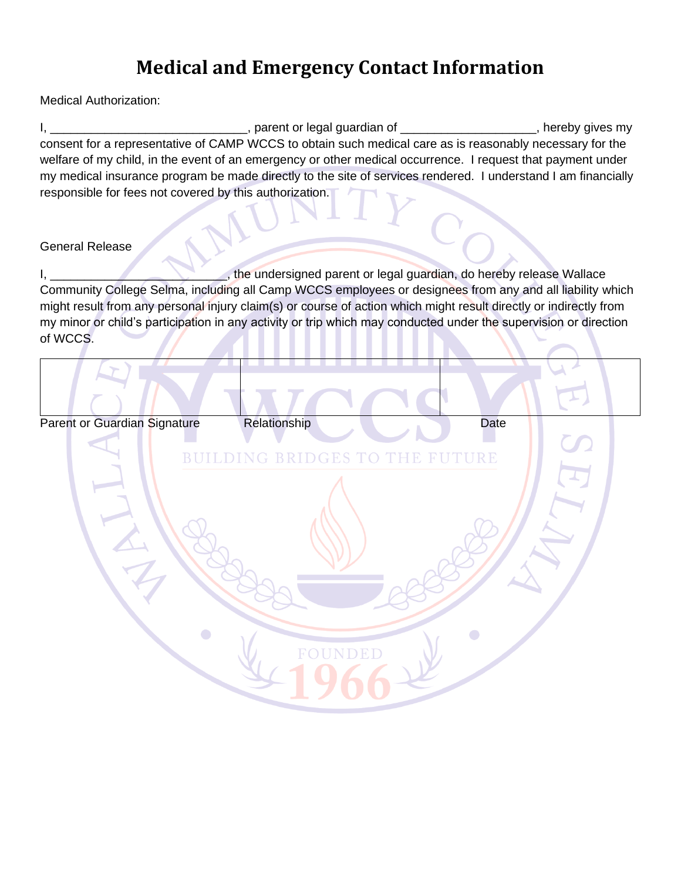# Medical and Emergency Contact Information

Medical Authorization:

I, ____________________________, parent or legal guardian of ___________________, hereby gives my consent for a representative of CAMP WCCS to obtain such medical care as is reasonably necessary for the welfare of my child, in the event of an emergency or other medical occurrence. I request that payment under my medical insurance program be made directly to the site of services rendered. I understand I am financially responsible for fees not covered by this authorization.

General Release

I, _________________________, the undersigned parent or legal guardian, do hereby release Wallace Community College Selma, including all Camp WCCS employees or designees from any and all liability which might result from any personal injury claim(s) or course of action which might result directly or indirectly from my minor or child's participation in any activity or trip which may conducted under the supervision or direction of WCCS.

| | | |
|---|---|---|
| | | |
| Parent or Guardian Signature | Relationship | Date |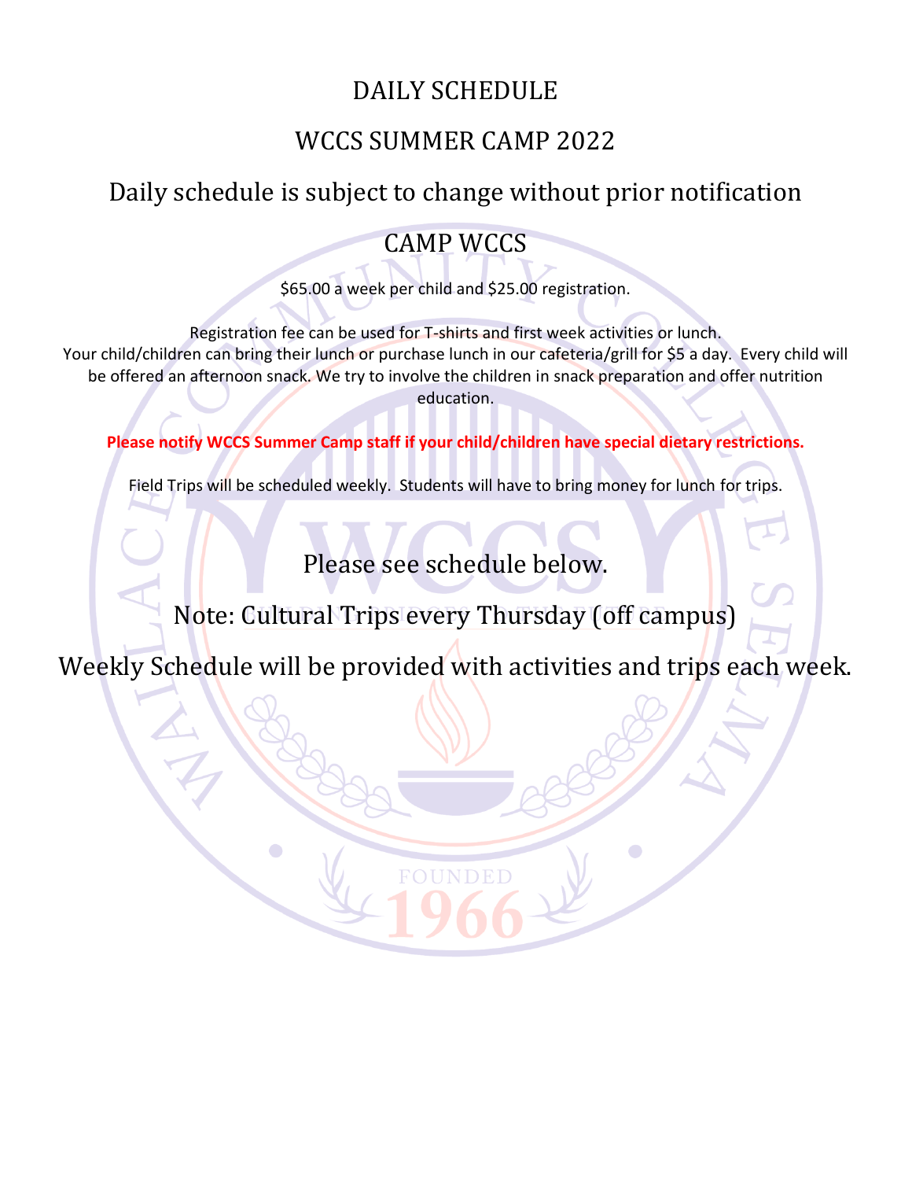# DAILY SCHEDULE

## WCCS SUMMER CAMP 2022

Daily schedule is subject to change without prior notification

## CAMP WCCS

$65.00 a week per child and $25.00 registration.

Registration fee can be used for T-shirts and first week activities or lunch.
Your child/children can bring their lunch or purchase lunch in our cafeteria/grill for $5 a day. Every child will be offered an afternoon snack. We try to involve the children in snack preparation and offer nutrition education.

**Please notify WCCS Summer Camp staff if your child/children have special dietary restrictions.**

Field Trips will be scheduled weekly. Students will have to bring money for lunch for trips.

Please see schedule below.

Note: Cultural Trips every Thursday (off campus)

Weekly Schedule will be provided with activities and trips each week.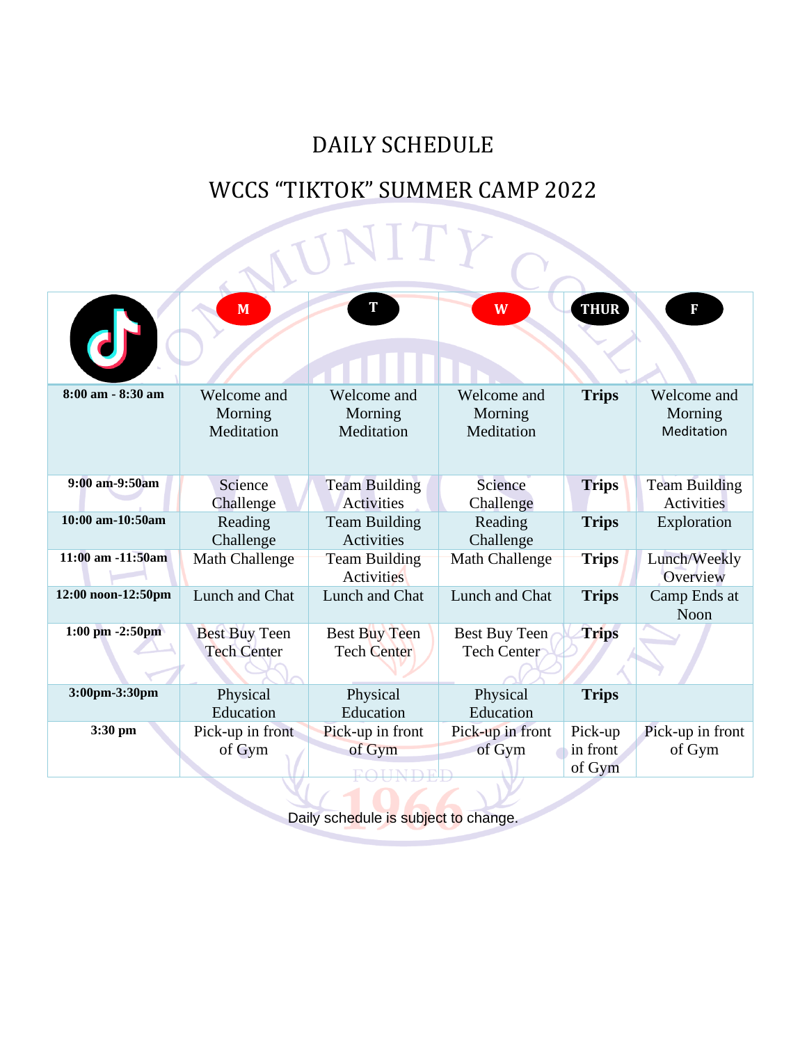# DAILY SCHEDULE

## WCCS "TIKTOK" SUMMER CAMP 2022

| | M | T | W | THUR | F |
|---|---|---|---|---|---|
| **8:00 am - 8:30 am** | Welcome and Morning Meditation | Welcome and Morning Meditation | Welcome and Morning Meditation | **Trips** | Welcome and Morning Meditation |
| **9:00 am-9:50am** | Science Challenge | Team Building Activities | Science Challenge | **Trips** | Team Building Activities |
| **10:00 am-10:50am** | Reading Challenge | Team Building Activities | Reading Challenge | **Trips** | Exploration |
| **11:00 am -11:50am** | Math Challenge | Team Building Activities | Math Challenge | **Trips** | Lunch/Weekly Overview |
| **12:00 noon-12:50pm** | Lunch and Chat | Lunch and Chat | Lunch and Chat | **Trips** | Camp Ends at Noon |
| **1:00 pm -2:50pm** | Best Buy Teen Tech Center | Best Buy Teen Tech Center | Best Buy Teen Tech Center | **Trips** | |
| **3:00pm-3:30pm** | Physical Education | Physical Education | Physical Education | **Trips** | |
| **3:30 pm** | Pick-up in front of Gym | Pick-up in front of Gym | Pick-up in front of Gym | Pick-up in front of Gym | Pick-up in front of Gym |

Daily schedule is subject to change.